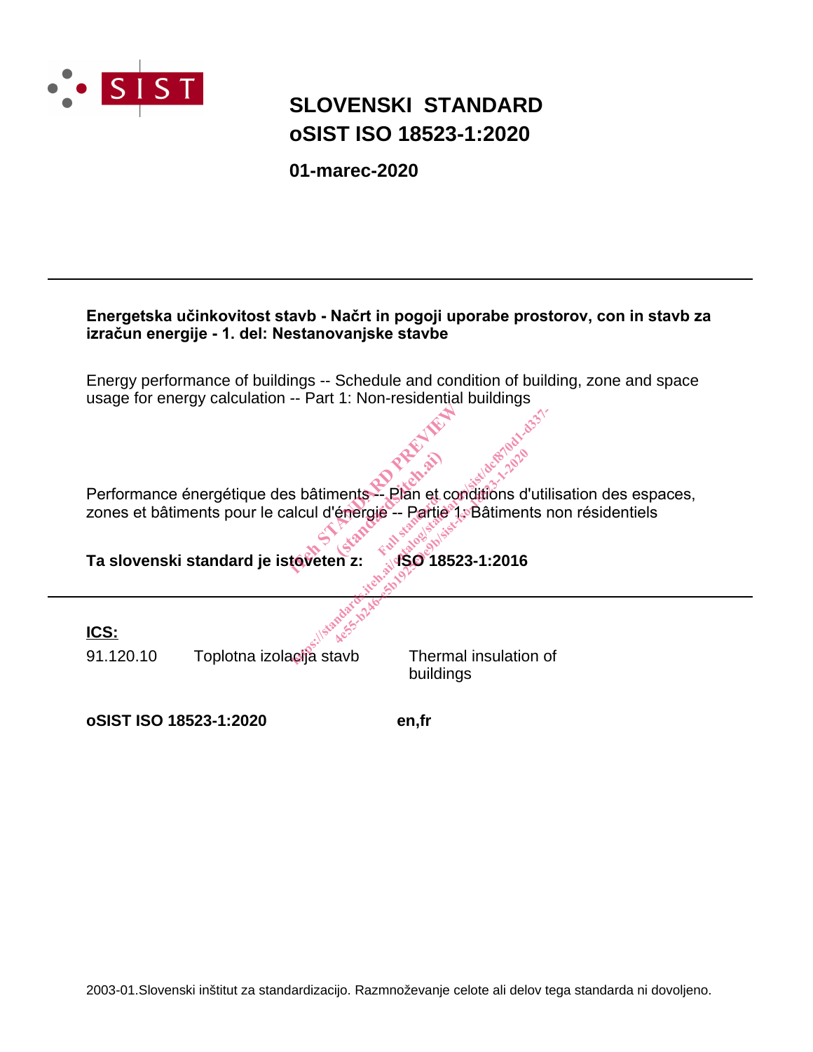# SLOVENSKI STANDARD
# oSIST ISO 18523-1:2020

**01-marec-2020**

---

**Energetska učinkovitost stavb - Načrt in pogoji uporabe prostorov, con in stavb za izračun energije - 1. del: Nestanovanjske stavbe**

Energy performance of buildings -- Schedule and condition of building, zone and space usage for energy calculation -- Part 1: Non-residential buildings

Performance énergétique des bâtiments -- Plan et conditions d'utilisation des espaces, zones et bâtiments pour le calcul d'énergie -- Partie 1: Bâtiments non résidentiels

**Ta slovenski standard je istoveten z:** **ISO 18523-1:2016**

---

**ICS:**

| | | |
|---|---|---|
| 91.120.10 | Toplotna izolacija stavb | Thermal insulation of buildings |

**oSIST ISO 18523-1:2020** **en,fr**

2003-01.Slovenski inštitut za standardizacijo. Razmnoževanje celote ali delov tega standarda ni dovoljeno.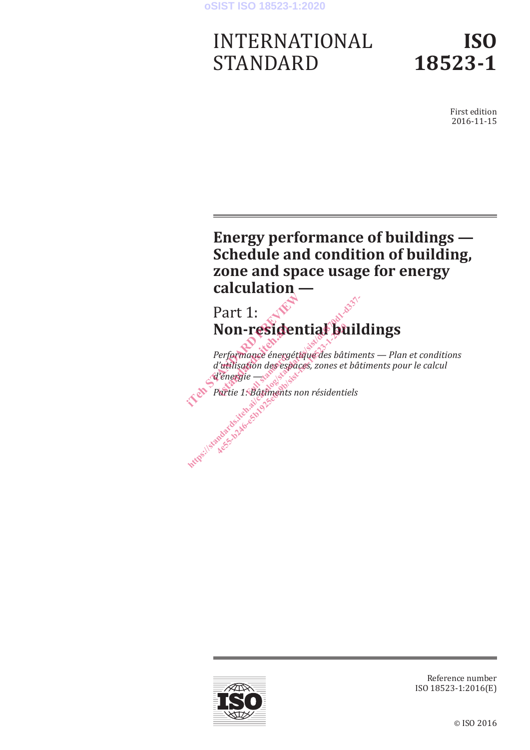# INTERNATIONAL STANDARD

# ISO 18523-1

First edition
2016-11-15

## Energy performance of buildings — Schedule and condition of building, zone and space usage for energy calculation —

## Part 1: Non-residential buildings

*Performance énergétique des bâtiments — Plan et conditions d'utilisation des espaces, zones et bâtiments pour le calcul d'énergie —*

*Partie 1: Bâtiments non résidentiels*

Reference number
ISO 18523-1:2016(E)

© ISO 2016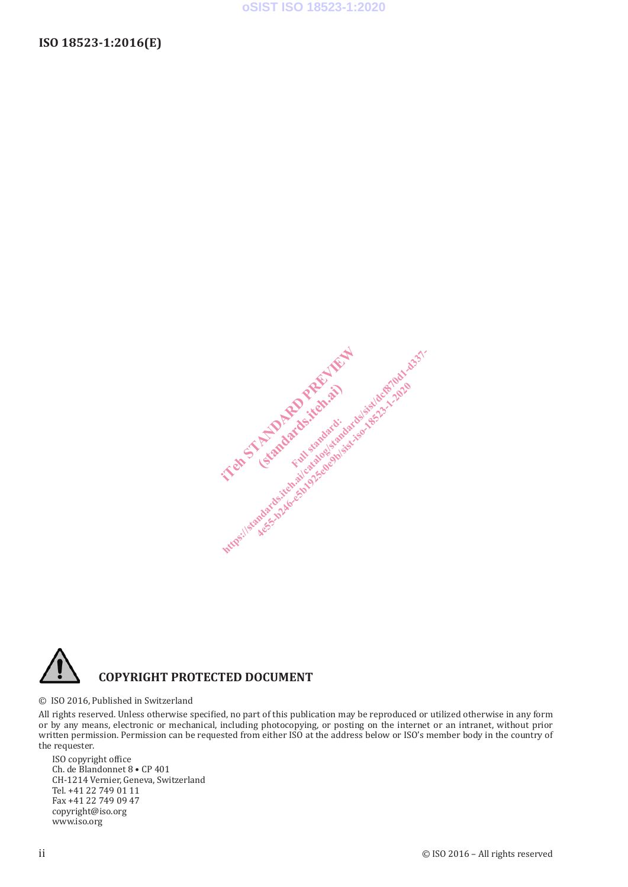**COPYRIGHT PROTECTED DOCUMENT**

© ISO 2016, Published in Switzerland

All rights reserved. Unless otherwise specified, no part of this publication may be reproduced or utilized otherwise in any form or by any means, electronic or mechanical, including photocopying, or posting on the internet or an intranet, without prior written permission. Permission can be requested from either ISO at the address below or ISO's member body in the country of the requester.

ISO copyright office
Ch. de Blandonnet 8 • CP 401
CH-1214 Vernier, Geneva, Switzerland
Tel. +41 22 749 01 11
Fax +41 22 749 09 47
copyright@iso.org
www.iso.org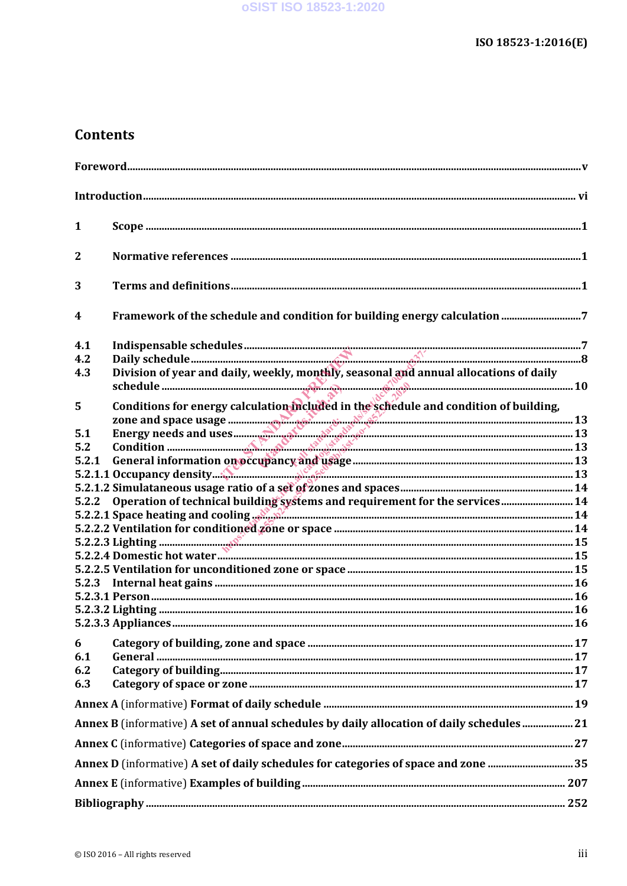# Contents

**Foreword** ..... v

**Introduction** ..... vi

**1 Scope** ..... 1

**2 Normative references** ..... 1

**3 Terms and definitions** ..... 1

**4 Framework of the schedule and condition for building energy calculation** ..... 7

- **4.1 Indispensable schedules** ..... 7
- **4.2 Daily schedule** ..... 8
- **4.3 Division of year and daily, weekly, monthly, seasonal and annual allocations of daily schedule** ..... 10

**5 Conditions for energy calculation included in the schedule and condition of building, zone and space usage** ..... 13

- **5.1 Energy needs and uses** ..... 13
- **5.2 Condition** ..... 13
  - **5.2.1 General information on occupancy and usage** ..... 13
    - **5.2.1.1 Occupancy density** ..... 13
    - **5.2.1.2 Simulataneous usage ratio of a set of zones and spaces** ..... 14
  - **5.2.2 Operation of technical building systems and requirement for the services** ..... 14
    - **5.2.2.1 Space heating and cooling** ..... 14
    - **5.2.2.2 Ventilation for conditioned zone or space** ..... 14
    - **5.2.2.3 Lighting** ..... 15
    - **5.2.2.4 Domestic hot water** ..... 15
    - **5.2.2.5 Ventilation for unconditioned zone or space** ..... 15
  - **5.2.3 Internal heat gains** ..... 16
    - **5.2.3.1 Person** ..... 16
    - **5.2.3.2 Lighting** ..... 16
    - **5.2.3.3 Appliances** ..... 16

**6 Category of building, zone and space** ..... 17

- **6.1 General** ..... 17
- **6.2 Category of building** ..... 17
- **6.3 Category of space or zone** ..... 17

**Annex A** (informative) **Format of daily schedule** ..... 19

**Annex B** (informative) **A set of annual schedules by daily allocation of daily schedules** ..... 21

**Annex C** (informative) **Categories of space and zone** ..... 27

**Annex D** (informative) **A set of daily schedules for categories of space and zone** ..... 35

**Annex E** (informative) **Examples of building** ..... 207

**Bibliography** ..... 252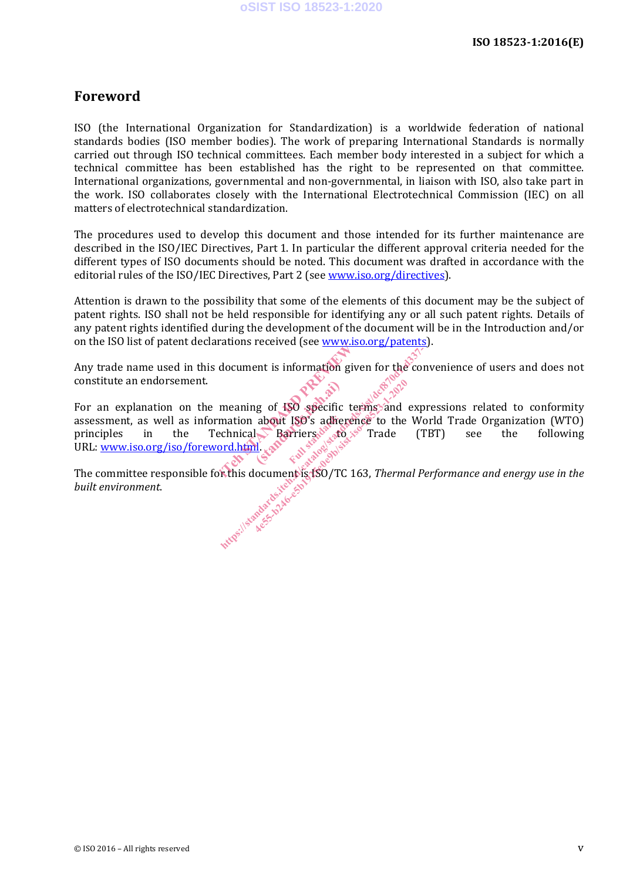# Foreword

ISO (the International Organization for Standardization) is a worldwide federation of national standards bodies (ISO member bodies). The work of preparing International Standards is normally carried out through ISO technical committees. Each member body interested in a subject for which a technical committee has been established has the right to be represented on that committee. International organizations, governmental and non-governmental, in liaison with ISO, also take part in the work. ISO collaborates closely with the International Electrotechnical Commission (IEC) on all matters of electrotechnical standardization.

The procedures used to develop this document and those intended for its further maintenance are described in the ISO/IEC Directives, Part 1. In particular the different approval criteria needed for the different types of ISO documents should be noted. This document was drafted in accordance with the editorial rules of the ISO/IEC Directives, Part 2 (see www.iso.org/directives).

Attention is drawn to the possibility that some of the elements of this document may be the subject of patent rights. ISO shall not be held responsible for identifying any or all such patent rights. Details of any patent rights identified during the development of the document will be in the Introduction and/or on the ISO list of patent declarations received (see www.iso.org/patents).

Any trade name used in this document is information given for the convenience of users and does not constitute an endorsement.

For an explanation on the meaning of ISO specific terms and expressions related to conformity assessment, as well as information about ISO's adherence to the World Trade Organization (WTO) principles in the Technical Barriers to Trade (TBT) see the following URL: www.iso.org/iso/foreword.html.

The committee responsible for this document is ISO/TC 163, *Thermal Performance and energy use in the built environment.*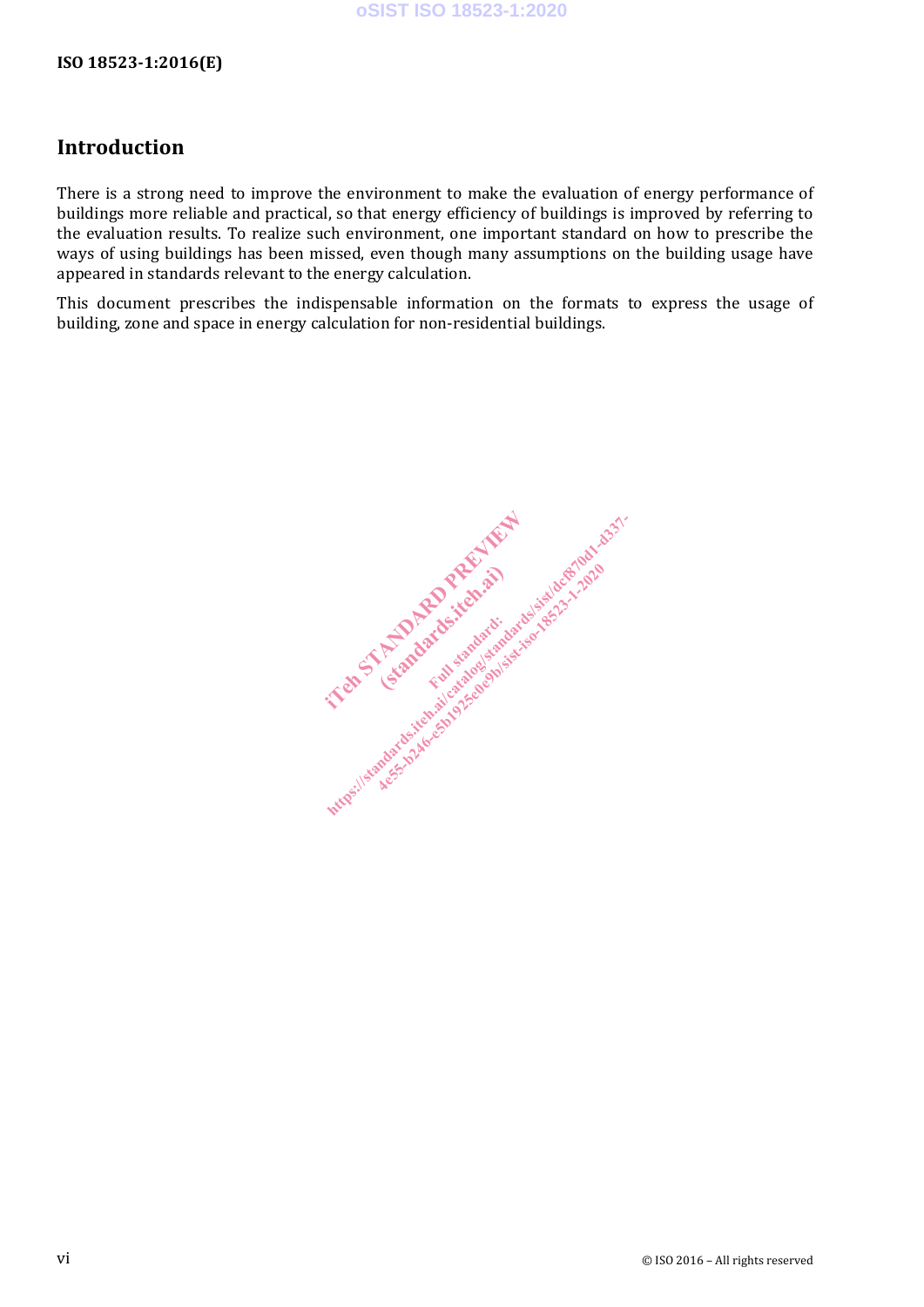## Introduction

There is a strong need to improve the environment to make the evaluation of energy performance of buildings more reliable and practical, so that energy efficiency of buildings is improved by referring to the evaluation results. To realize such environment, one important standard on how to prescribe the ways of using buildings has been missed, even though many assumptions on the building usage have appeared in standards relevant to the energy calculation.

This document prescribes the indispensable information on the formats to express the usage of building, zone and space in energy calculation for non-residential buildings.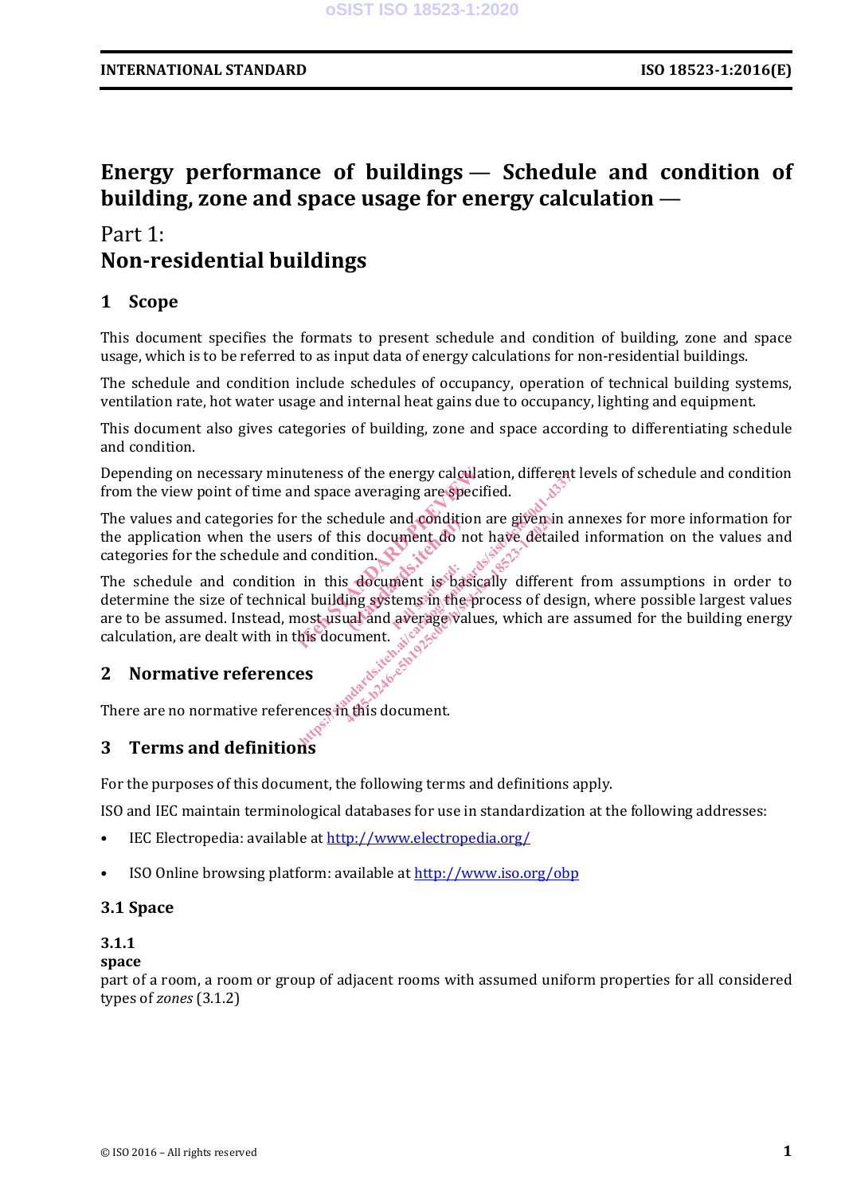# Energy performance of buildings — Schedule and condition of building, zone and space usage for energy calculation —

## Part 1: Non-residential buildings

## 1 Scope

This document specifies the formats to present schedule and condition of building, zone and space usage, which is to be referred to as input data of energy calculations for non-residential buildings.

The schedule and condition include schedules of occupancy, operation of technical building systems, ventilation rate, hot water usage and internal heat gains due to occupancy, lighting and equipment.

This document also gives categories of building, zone and space according to differentiating schedule and condition.

Depending on necessary minuteness of the energy calculation, different levels of schedule and condition from the view point of time and space averaging are specified.

The values and categories for the schedule and condition are given in annexes for more information for the application when the users of this document do not have detailed information on the values and categories for the schedule and condition.

The schedule and condition in this document is basically different from assumptions in order to determine the size of technical building systems in the process of design, where possible largest values are to be assumed. Instead, most usual and average values, which are assumed for the building energy calculation, are dealt with in this document.

## 2 Normative references

There are no normative references in this document.

## 3 Terms and definitions

For the purposes of this document, the following terms and definitions apply.

ISO and IEC maintain terminological databases for use in standardization at the following addresses:

- IEC Electropedia: available at http://www.electropedia.org/
- ISO Online browsing platform: available at http://www.iso.org/obp

### 3.1 Space

**3.1.1**
**space**
part of a room, a room or group of adjacent rooms with assumed uniform properties for all considered types of *zones* (3.1.2)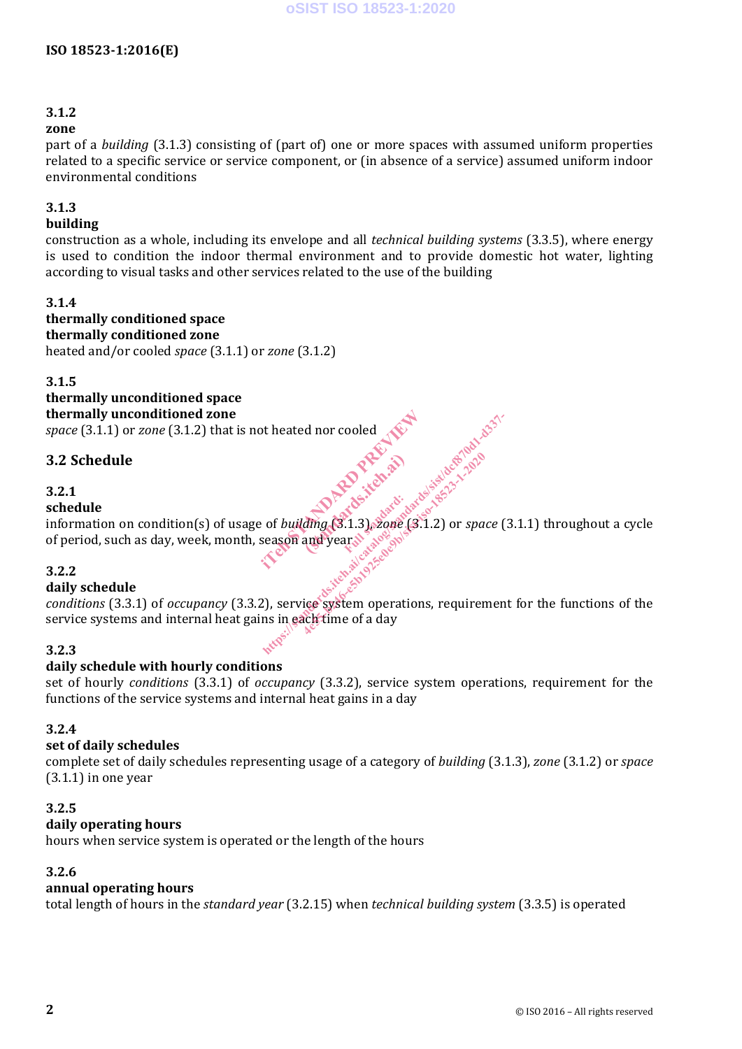**3.1.2**

**zone**

part of a *building* (3.1.3) consisting of (part of) one or more spaces with assumed uniform properties related to a specific service or service component, or (in absence of a service) assumed uniform indoor environmental conditions

**3.1.3**

**building**

construction as a whole, including its envelope and all *technical building systems* (3.3.5), where energy is used to condition the indoor thermal environment and to provide domestic hot water, lighting according to visual tasks and other services related to the use of the building

**3.1.4**

**thermally conditioned space**

**thermally conditioned zone**

heated and/or cooled *space* (3.1.1) or *zone* (3.1.2)

**3.1.5**

**thermally unconditioned space**

**thermally unconditioned zone**

*space* (3.1.1) or *zone* (3.1.2) that is not heated nor cooled

## 3.2 Schedule

**3.2.1**

**schedule**

information on condition(s) of usage of *building* (3.1.3), *zone* (3.1.2) or *space* (3.1.1) throughout a cycle of period, such as day, week, month, season and year

**3.2.2**

**daily schedule**

*conditions* (3.3.1) of *occupancy* (3.3.2), service system operations, requirement for the functions of the service systems and internal heat gains in each time of a day

**3.2.3**

**daily schedule with hourly conditions**

set of hourly *conditions* (3.3.1) of *occupancy* (3.3.2), service system operations, requirement for the functions of the service systems and internal heat gains in a day

**3.2.4**

**set of daily schedules**

complete set of daily schedules representing usage of a category of *building* (3.1.3), *zone* (3.1.2) or *space* (3.1.1) in one year

**3.2.5**

**daily operating hours**

hours when service system is operated or the length of the hours

**3.2.6**

**annual operating hours**

total length of hours in the *standard year* (3.2.15) when *technical building system* (3.3.5) is operated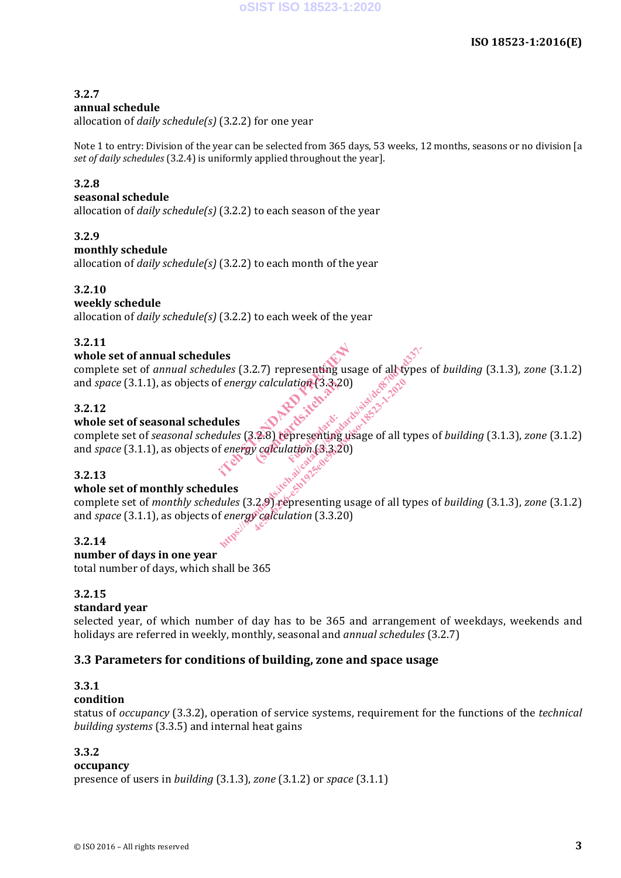**3.2.7**
**annual schedule**
allocation of *daily schedule(s)* (3.2.2) for one year

Note 1 to entry: Division of the year can be selected from 365 days, 53 weeks, 12 months, seasons or no division [a *set of daily schedules* (3.2.4) is uniformly applied throughout the year].

**3.2.8**
**seasonal schedule**
allocation of *daily schedule(s)* (3.2.2) to each season of the year

**3.2.9**
**monthly schedule**
allocation of *daily schedule(s)* (3.2.2) to each month of the year

**3.2.10**
**weekly schedule**
allocation of *daily schedule(s)* (3.2.2) to each week of the year

**3.2.11**
**whole set of annual schedules**
complete set of *annual schedules* (3.2.7) representing usage of all types of *building* (3.1.3), *zone* (3.1.2) and *space* (3.1.1), as objects of *energy calculation* (3.3.20)

**3.2.12**
**whole set of seasonal schedules**
complete set of *seasonal schedules* (3.2.8) representing usage of all types of *building* (3.1.3), *zone* (3.1.2) and *space* (3.1.1), as objects of *energy calculation* (3.3.20)

**3.2.13**
**whole set of monthly schedules**
complete set of *monthly schedules* (3.2.9) representing usage of all types of *building* (3.1.3), *zone* (3.1.2) and *space* (3.1.1), as objects of *energy calculation* (3.3.20)

**3.2.14**
**number of days in one year**
total number of days, which shall be 365

**3.2.15**
**standard year**
selected year, of which number of day has to be 365 and arrangement of weekdays, weekends and holidays are referred in weekly, monthly, seasonal and *annual schedules* (3.2.7)

## 3.3 Parameters for conditions of building, zone and space usage

**3.3.1**
**condition**
status of *occupancy* (3.3.2), operation of service systems, requirement for the functions of the *technical building systems* (3.3.5) and internal heat gains

**3.3.2**
**occupancy**
presence of users in *building* (3.1.3), *zone* (3.1.2) or *space* (3.1.1)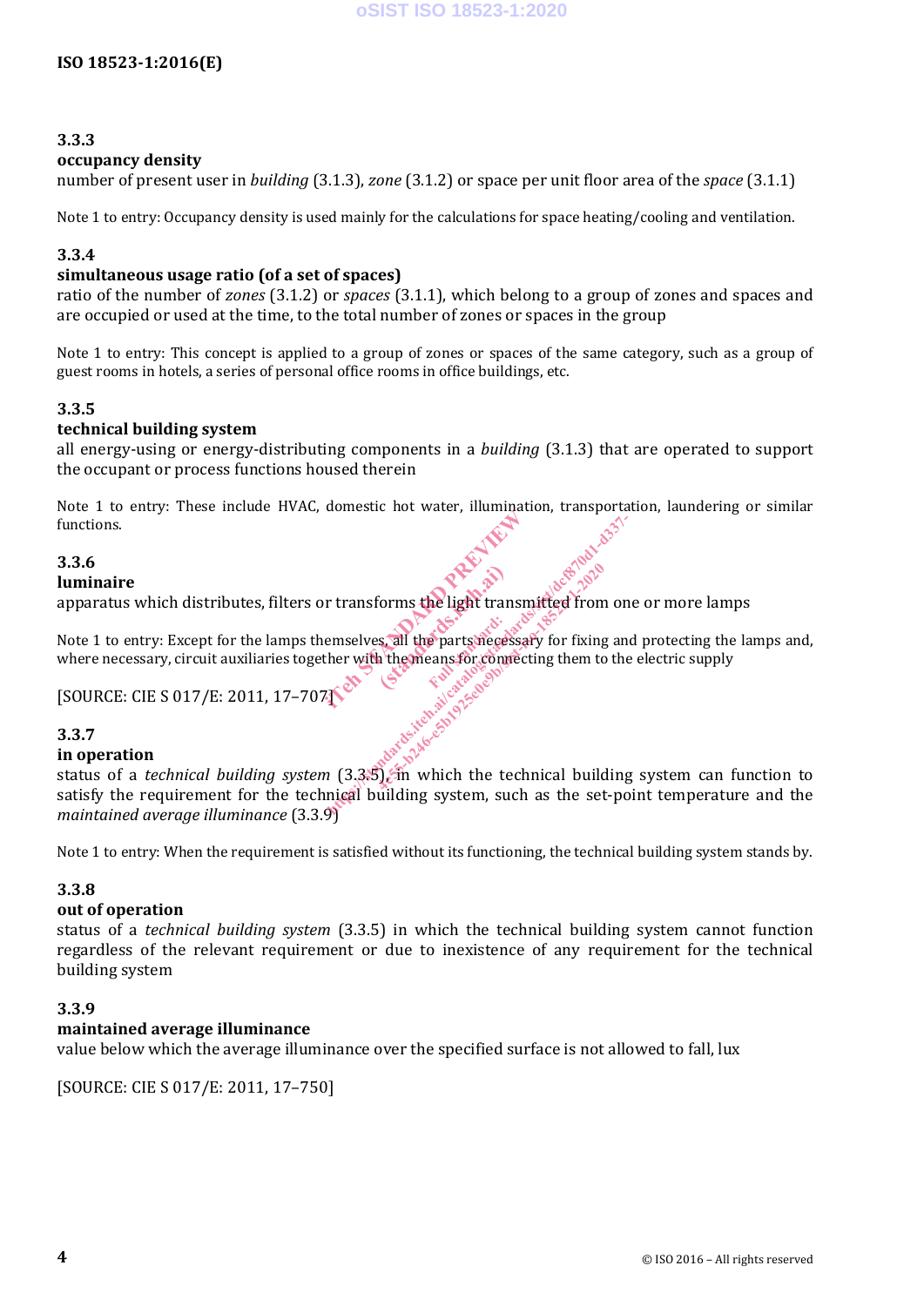### 3.3.3

**occupancy density**

number of present user in *building* (3.1.3), *zone* (3.1.2) or space per unit floor area of the *space* (3.1.1)

Note 1 to entry: Occupancy density is used mainly for the calculations for space heating/cooling and ventilation.

### 3.3.4

**simultaneous usage ratio (of a set of spaces)**

ratio of the number of *zones* (3.1.2) or *spaces* (3.1.1), which belong to a group of zones and spaces and are occupied or used at the time, to the total number of zones or spaces in the group

Note 1 to entry: This concept is applied to a group of zones or spaces of the same category, such as a group of guest rooms in hotels, a series of personal office rooms in office buildings, etc.

### 3.3.5

**technical building system**

all energy-using or energy-distributing components in a *building* (3.1.3) that are operated to support the occupant or process functions housed therein

Note 1 to entry: These include HVAC, domestic hot water, illumination, transportation, laundering or similar functions.

### 3.3.6

**luminaire**

apparatus which distributes, filters or transforms the light transmitted from one or more lamps

Note 1 to entry: Except for the lamps themselves, all the parts necessary for fixing and protecting the lamps and, where necessary, circuit auxiliaries together with the means for connecting them to the electric supply

[SOURCE: CIE S 017/E: 2011, 17–707]

### 3.3.7

**in operation**

status of a *technical building system* (3.3.5), in which the technical building system can function to satisfy the requirement for the technical building system, such as the set-point temperature and the *maintained average illuminance* (3.3.9)

Note 1 to entry: When the requirement is satisfied without its functioning, the technical building system stands by.

### 3.3.8

**out of operation**

status of a *technical building system* (3.3.5) in which the technical building system cannot function regardless of the relevant requirement or due to inexistence of any requirement for the technical building system

### 3.3.9

**maintained average illuminance**

value below which the average illuminance over the specified surface is not allowed to fall, lux

[SOURCE: CIE S 017/E: 2011, 17–750]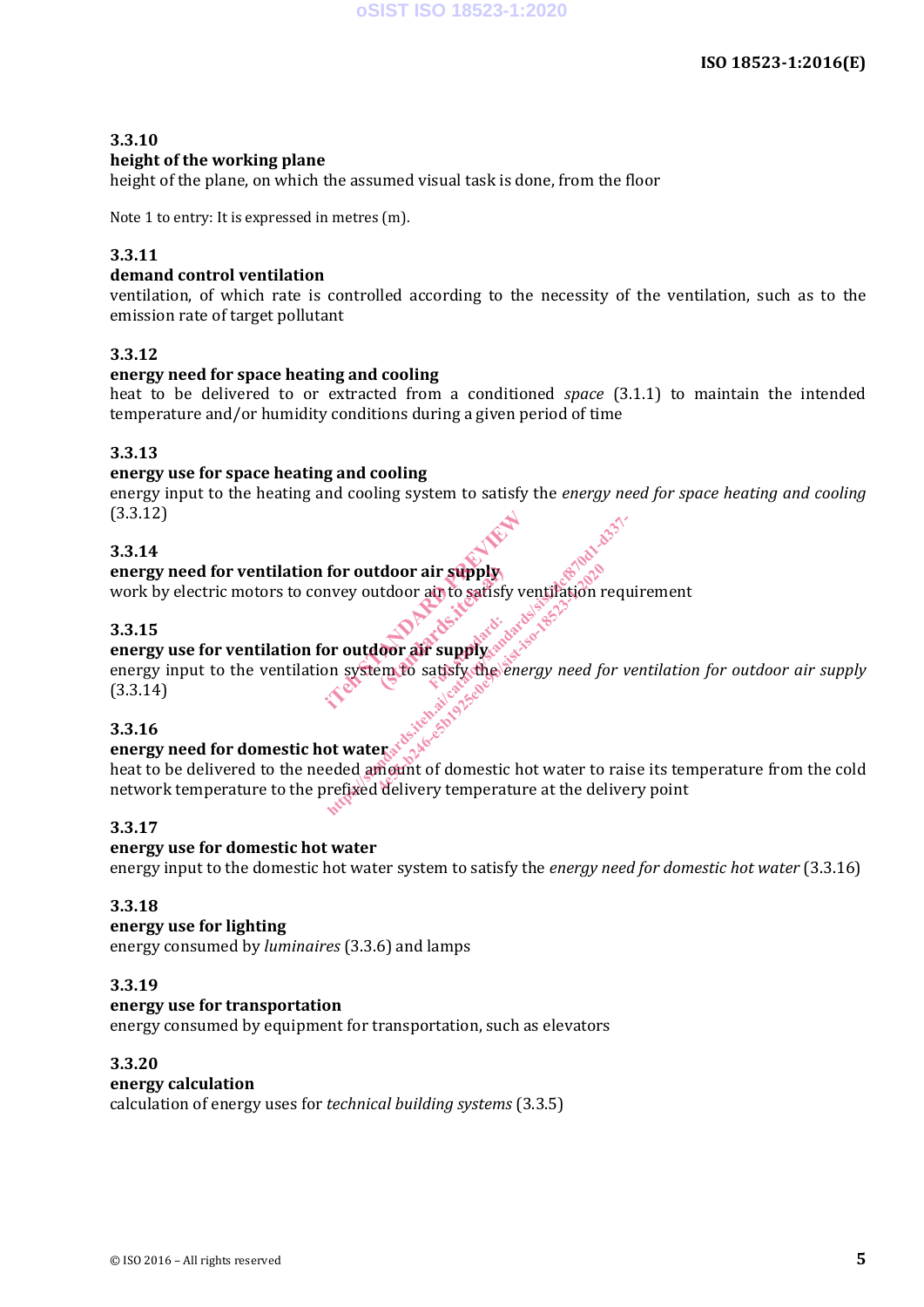**3.3.10**
**height of the working plane**
height of the plane, on which the assumed visual task is done, from the floor

Note 1 to entry: It is expressed in metres (m).

**3.3.11**
**demand control ventilation**
ventilation, of which rate is controlled according to the necessity of the ventilation, such as to the emission rate of target pollutant

**3.3.12**
**energy need for space heating and cooling**
heat to be delivered to or extracted from a conditioned *space* (3.1.1) to maintain the intended temperature and/or humidity conditions during a given period of time

**3.3.13**
**energy use for space heating and cooling**
energy input to the heating and cooling system to satisfy the *energy need for space heating and cooling* (3.3.12)

**3.3.14**
**energy need for ventilation for outdoor air supply**
work by electric motors to convey outdoor air to satisfy ventilation requirement

**3.3.15**
**energy use for ventilation for outdoor air supply**
energy input to the ventilation system to satisfy the *energy need for ventilation for outdoor air supply* (3.3.14)

**3.3.16**
**energy need for domestic hot water**
heat to be delivered to the needed amount of domestic hot water to raise its temperature from the cold network temperature to the prefixed delivery temperature at the delivery point

**3.3.17**
**energy use for domestic hot water**
energy input to the domestic hot water system to satisfy the *energy need for domestic hot water* (3.3.16)

**3.3.18**
**energy use for lighting**
energy consumed by *luminaires* (3.3.6) and lamps

**3.3.19**
**energy use for transportation**
energy consumed by equipment for transportation, such as elevators

**3.3.20**
**energy calculation**
calculation of energy uses for *technical building systems* (3.3.5)